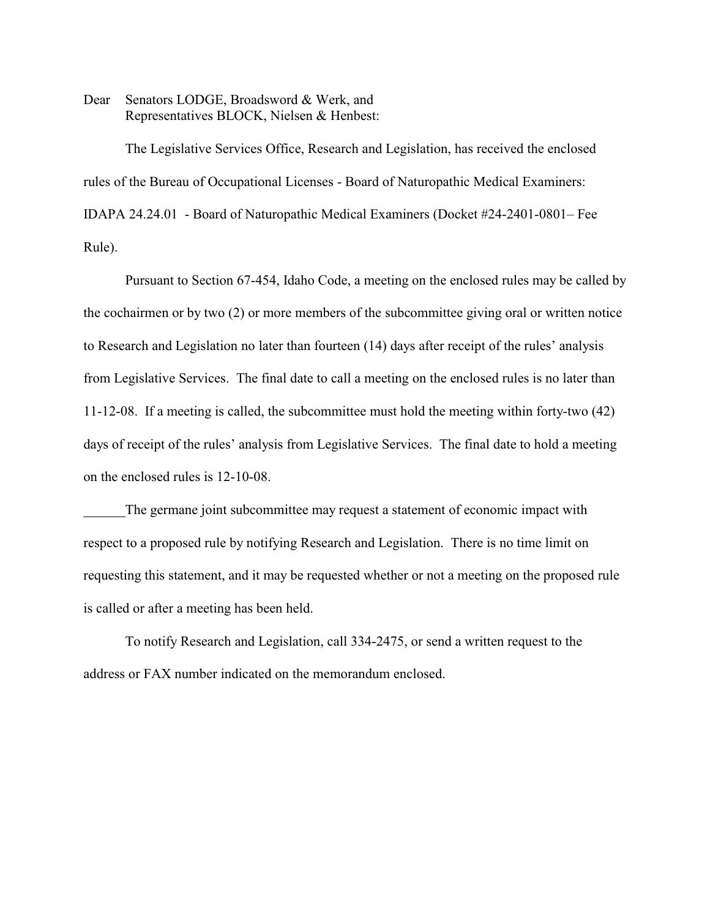Dear Senators LODGE, Broadsword & Werk, and
Representatives BLOCK, Nielsen & Henbest:

The Legislative Services Office, Research and Legislation, has received the enclosed rules of the Bureau of Occupational Licenses - Board of Naturopathic Medical Examiners: IDAPA 24.24.01 - Board of Naturopathic Medical Examiners (Docket #24-2401-0801– Fee Rule).

Pursuant to Section 67-454, Idaho Code, a meeting on the enclosed rules may be called by the cochairmen or by two (2) or more members of the subcommittee giving oral or written notice to Research and Legislation no later than fourteen (14) days after receipt of the rules' analysis from Legislative Services. The final date to call a meeting on the enclosed rules is no later than 11-12-08. If a meeting is called, the subcommittee must hold the meeting within forty-two (42) days of receipt of the rules' analysis from Legislative Services. The final date to hold a meeting on the enclosed rules is 12-10-08.

______The germane joint subcommittee may request a statement of economic impact with respect to a proposed rule by notifying Research and Legislation. There is no time limit on requesting this statement, and it may be requested whether or not a meeting on the proposed rule is called or after a meeting has been held.

To notify Research and Legislation, call 334-2475, or send a written request to the address or FAX number indicated on the memorandum enclosed.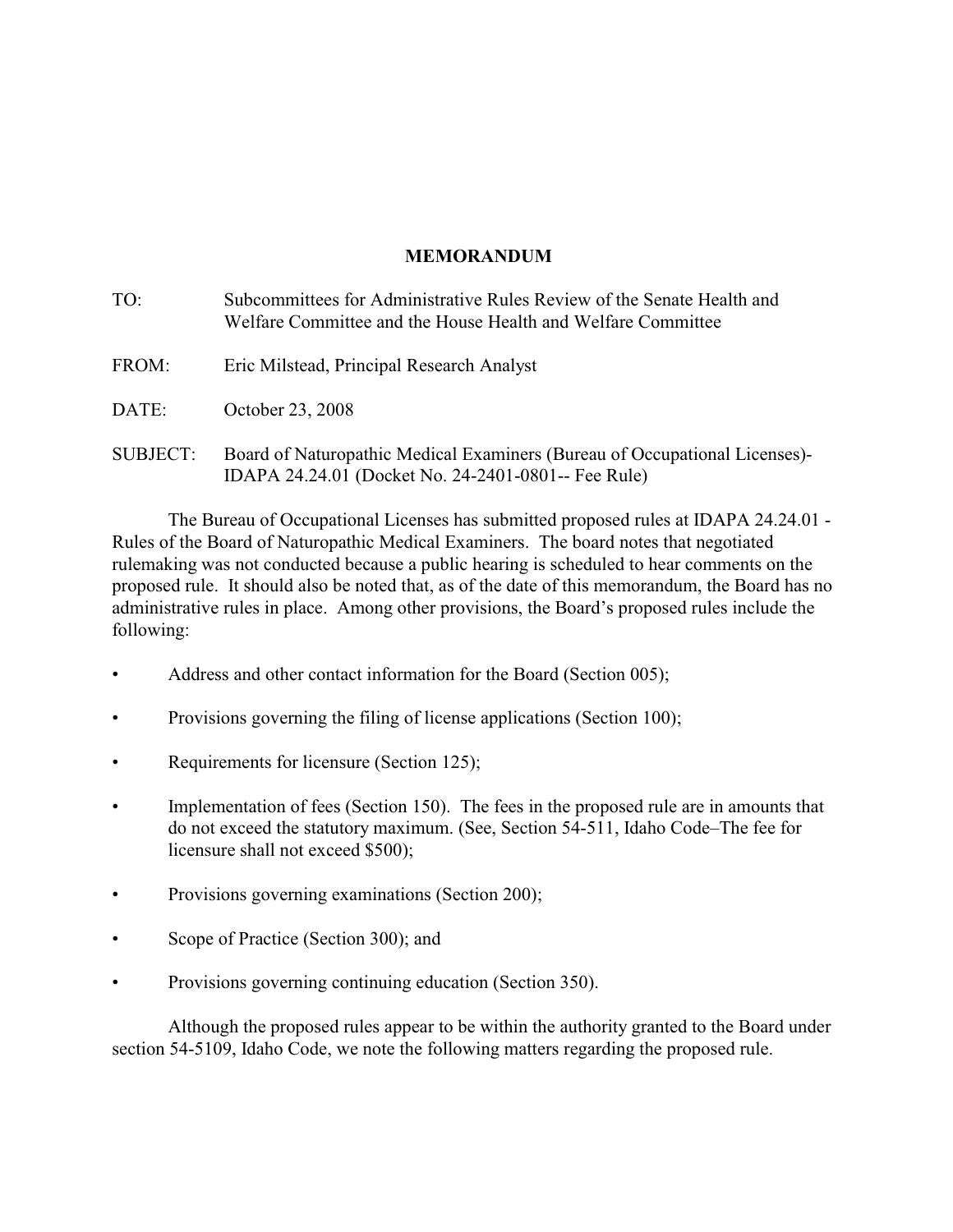**MEMORANDUM**

TO: Subcommittees for Administrative Rules Review of the Senate Health and Welfare Committee and the House Health and Welfare Committee

FROM: Eric Milstead, Principal Research Analyst

DATE: October 23, 2008

SUBJECT: Board of Naturopathic Medical Examiners (Bureau of Occupational Licenses)- IDAPA 24.24.01 (Docket No. 24-2401-0801-- Fee Rule)

The Bureau of Occupational Licenses has submitted proposed rules at IDAPA 24.24.01 - Rules of the Board of Naturopathic Medical Examiners. The board notes that negotiated rulemaking was not conducted because a public hearing is scheduled to hear comments on the proposed rule. It should also be noted that, as of the date of this memorandum, the Board has no administrative rules in place. Among other provisions, the Board's proposed rules include the following:

- Address and other contact information for the Board (Section 005);
- Provisions governing the filing of license applications (Section 100);
- Requirements for licensure (Section 125);
- Implementation of fees (Section 150). The fees in the proposed rule are in amounts that do not exceed the statutory maximum. (See, Section 54-511, Idaho Code–The fee for licensure shall not exceed $500);
- Provisions governing examinations (Section 200);
- Scope of Practice (Section 300); and
- Provisions governing continuing education (Section 350).

Although the proposed rules appear to be within the authority granted to the Board under section 54-5109, Idaho Code, we note the following matters regarding the proposed rule.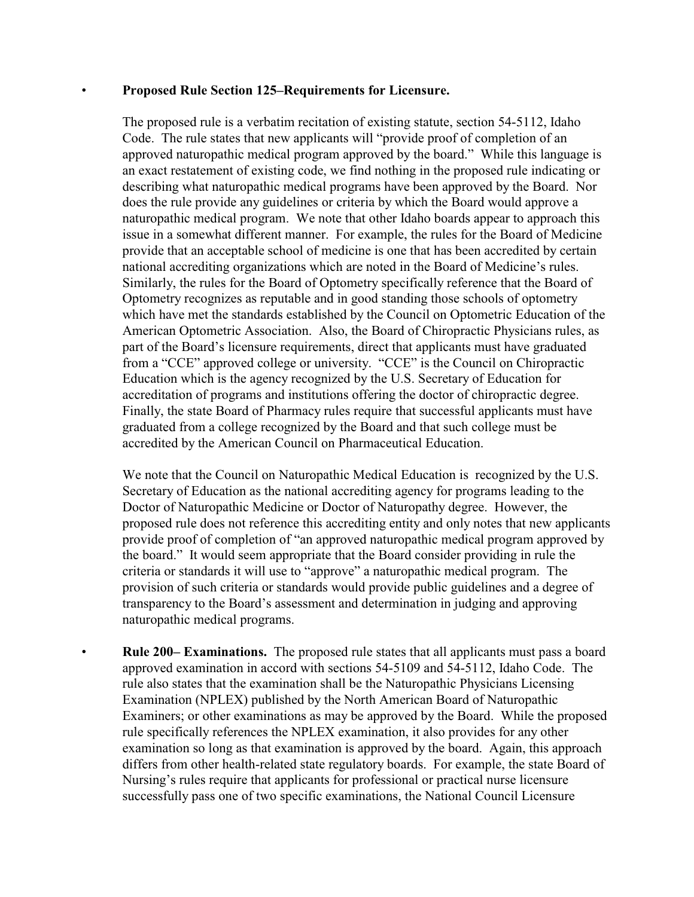- **Proposed Rule Section 125–Requirements for Licensure.**

  The proposed rule is a verbatim recitation of existing statute, section 54-5112, Idaho Code. The rule states that new applicants will "provide proof of completion of an approved naturopathic medical program approved by the board." While this language is an exact restatement of existing code, we find nothing in the proposed rule indicating or describing what naturopathic medical programs have been approved by the Board. Nor does the rule provide any guidelines or criteria by which the Board would approve a naturopathic medical program. We note that other Idaho boards appear to approach this issue in a somewhat different manner. For example, the rules for the Board of Medicine provide that an acceptable school of medicine is one that has been accredited by certain national accrediting organizations which are noted in the Board of Medicine's rules. Similarly, the rules for the Board of Optometry specifically reference that the Board of Optometry recognizes as reputable and in good standing those schools of optometry which have met the standards established by the Council on Optometric Education of the American Optometric Association. Also, the Board of Chiropractic Physicians rules, as part of the Board's licensure requirements, direct that applicants must have graduated from a "CCE" approved college or university. "CCE" is the Council on Chiropractic Education which is the agency recognized by the U.S. Secretary of Education for accreditation of programs and institutions offering the doctor of chiropractic degree. Finally, the state Board of Pharmacy rules require that successful applicants must have graduated from a college recognized by the Board and that such college must be accredited by the American Council on Pharmaceutical Education.

  We note that the Council on Naturopathic Medical Education is recognized by the U.S. Secretary of Education as the national accrediting agency for programs leading to the Doctor of Naturopathic Medicine or Doctor of Naturopathy degree. However, the proposed rule does not reference this accrediting entity and only notes that new applicants provide proof of completion of "an approved naturopathic medical program approved by the board." It would seem appropriate that the Board consider providing in rule the criteria or standards it will use to "approve" a naturopathic medical program. The provision of such criteria or standards would provide public guidelines and a degree of transparency to the Board's assessment and determination in judging and approving naturopathic medical programs.

- **Rule 200– Examinations.** The proposed rule states that all applicants must pass a board approved examination in accord with sections 54-5109 and 54-5112, Idaho Code. The rule also states that the examination shall be the Naturopathic Physicians Licensing Examination (NPLEX) published by the North American Board of Naturopathic Examiners; or other examinations as may be approved by the Board. While the proposed rule specifically references the NPLEX examination, it also provides for any other examination so long as that examination is approved by the board. Again, this approach differs from other health-related state regulatory boards. For example, the state Board of Nursing's rules require that applicants for professional or practical nurse licensure successfully pass one of two specific examinations, the National Council Licensure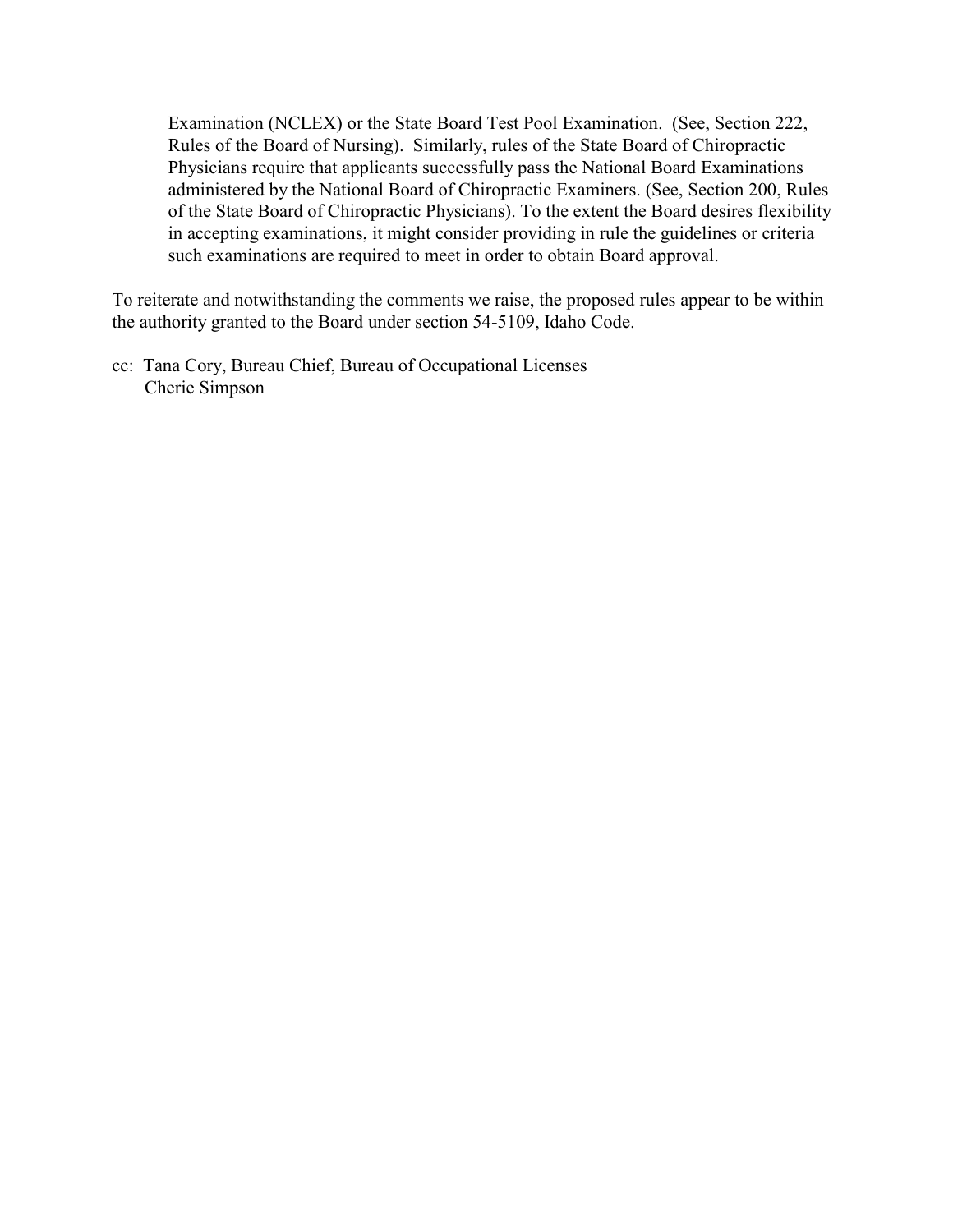Examination (NCLEX) or the State Board Test Pool Examination. (See, Section 222, Rules of the Board of Nursing). Similarly, rules of the State Board of Chiropractic Physicians require that applicants successfully pass the National Board Examinations administered by the National Board of Chiropractic Examiners. (See, Section 200, Rules of the State Board of Chiropractic Physicians). To the extent the Board desires flexibility in accepting examinations, it might consider providing in rule the guidelines or criteria such examinations are required to meet in order to obtain Board approval.

To reiterate and notwithstanding the comments we raise, the proposed rules appear to be within the authority granted to the Board under section 54-5109, Idaho Code.

cc: Tana Cory, Bureau Chief, Bureau of Occupational Licenses
Cherie Simpson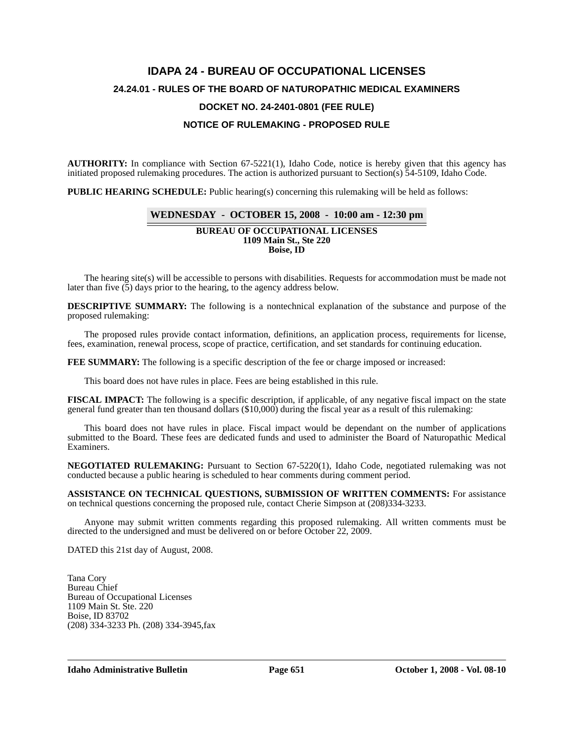# IDAPA 24 - BUREAU OF OCCUPATIONAL LICENSES

## 24.24.01 - RULES OF THE BOARD OF NATUROPATHIC MEDICAL EXAMINERS

### DOCKET NO. 24-2401-0801 (FEE RULE)

### NOTICE OF RULEMAKING - PROPOSED RULE

**AUTHORITY:** In compliance with Section 67-5221(1), Idaho Code, notice is hereby given that this agency has initiated proposed rulemaking procedures. The action is authorized pursuant to Section(s) 54-5109, Idaho Code.

**PUBLIC HEARING SCHEDULE:** Public hearing(s) concerning this rulemaking will be held as follows:

**WEDNESDAY - OCTOBER 15, 2008 - 10:00 am - 12:30 pm**

**BUREAU OF OCCUPATIONAL LICENSES**
**1109 Main St., Ste 220**
**Boise, ID**

The hearing site(s) will be accessible to persons with disabilities. Requests for accommodation must be made not later than five (5) days prior to the hearing, to the agency address below.

**DESCRIPTIVE SUMMARY:** The following is a nontechnical explanation of the substance and purpose of the proposed rulemaking:

The proposed rules provide contact information, definitions, an application process, requirements for license, fees, examination, renewal process, scope of practice, certification, and set standards for continuing education.

**FEE SUMMARY:** The following is a specific description of the fee or charge imposed or increased:

This board does not have rules in place. Fees are being established in this rule.

**FISCAL IMPACT:** The following is a specific description, if applicable, of any negative fiscal impact on the state general fund greater than ten thousand dollars ($10,000) during the fiscal year as a result of this rulemaking:

This board does not have rules in place. Fiscal impact would be dependant on the number of applications submitted to the Board. These fees are dedicated funds and used to administer the Board of Naturopathic Medical Examiners.

**NEGOTIATED RULEMAKING:** Pursuant to Section 67-5220(1), Idaho Code, negotiated rulemaking was not conducted because a public hearing is scheduled to hear comments during comment period.

**ASSISTANCE ON TECHNICAL QUESTIONS, SUBMISSION OF WRITTEN COMMENTS:** For assistance on technical questions concerning the proposed rule, contact Cherie Simpson at (208)334-3233.

Anyone may submit written comments regarding this proposed rulemaking. All written comments must be directed to the undersigned and must be delivered on or before October 22, 2009.

DATED this 21st day of August, 2008.

Tana Cory
Bureau Chief
Bureau of Occupational Licenses
1109 Main St. Ste. 220
Boise, ID 83702
(208) 334-3233 Ph. (208) 334-3945,fax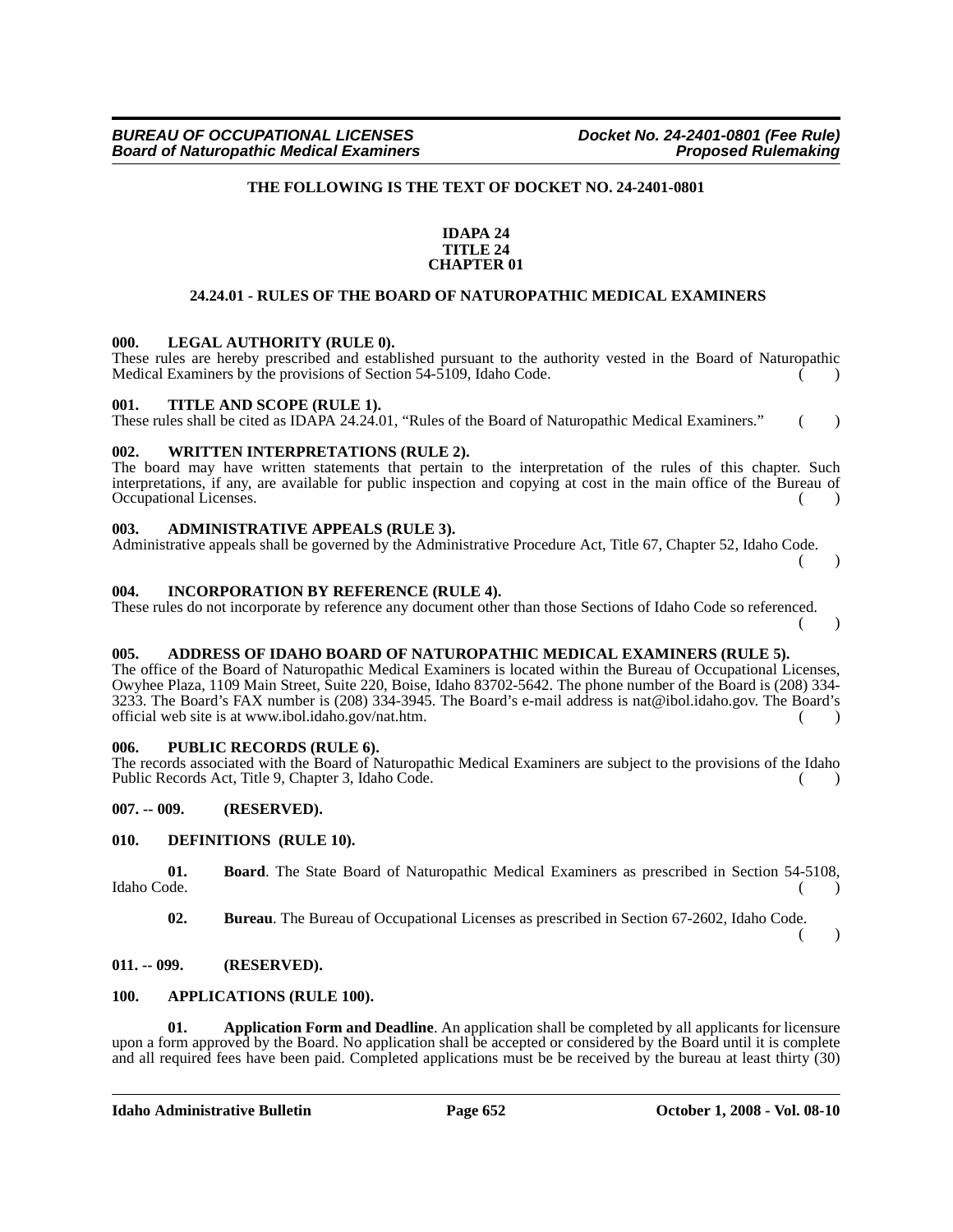**THE FOLLOWING IS THE TEXT OF DOCKET NO. 24-2401-0801**

**IDAPA 24**
**TITLE 24**
**CHAPTER 01**

## 24.24.01 - RULES OF THE BOARD OF NATUROPATHIC MEDICAL EXAMINERS

### 000. LEGAL AUTHORITY (RULE 0).

These rules are hereby prescribed and established pursuant to the authority vested in the Board of Naturopathic Medical Examiners by the provisions of Section 54-5109, Idaho Code. ( )

### 001. TITLE AND SCOPE (RULE 1).

These rules shall be cited as IDAPA 24.24.01, "Rules of the Board of Naturopathic Medical Examiners." ( )

### 002. WRITTEN INTERPRETATIONS (RULE 2).

The board may have written statements that pertain to the interpretation of the rules of this chapter. Such interpretations, if any, are available for public inspection and copying at cost in the main office of the Bureau of Occupational Licenses. ( )

### 003. ADMINISTRATIVE APPEALS (RULE 3).

Administrative appeals shall be governed by the Administrative Procedure Act, Title 67, Chapter 52, Idaho Code. ( )

### 004. INCORPORATION BY REFERENCE (RULE 4).

These rules do not incorporate by reference any document other than those Sections of Idaho Code so referenced. ( )

### 005. ADDRESS OF IDAHO BOARD OF NATUROPATHIC MEDICAL EXAMINERS (RULE 5).

The office of the Board of Naturopathic Medical Examiners is located within the Bureau of Occupational Licenses, Owyhee Plaza, 1109 Main Street, Suite 220, Boise, Idaho 83702-5642. The phone number of the Board is (208) 334-3233. The Board's FAX number is (208) 334-3945. The Board's e-mail address is nat@ibol.idaho.gov. The Board's official web site is at www.ibol.idaho.gov/nat.htm. ( )

### 006. PUBLIC RECORDS (RULE 6).

The records associated with the Board of Naturopathic Medical Examiners are subject to the provisions of the Idaho Public Records Act, Title 9, Chapter 3, Idaho Code. ( )

### 007. -- 009. (RESERVED).

### 010. DEFINITIONS (RULE 10).

**01. Board**. The State Board of Naturopathic Medical Examiners as prescribed in Section 54-5108, Idaho Code. ( )

**02. Bureau**. The Bureau of Occupational Licenses as prescribed in Section 67-2602, Idaho Code. ( )

### 011. -- 099. (RESERVED).

### 100. APPLICATIONS (RULE 100).

**01. Application Form and Deadline**. An application shall be completed by all applicants for licensure upon a form approved by the Board. No application shall be accepted or considered by the Board until it is complete and all required fees have been paid. Completed applications must be be received by the bureau at least thirty (30)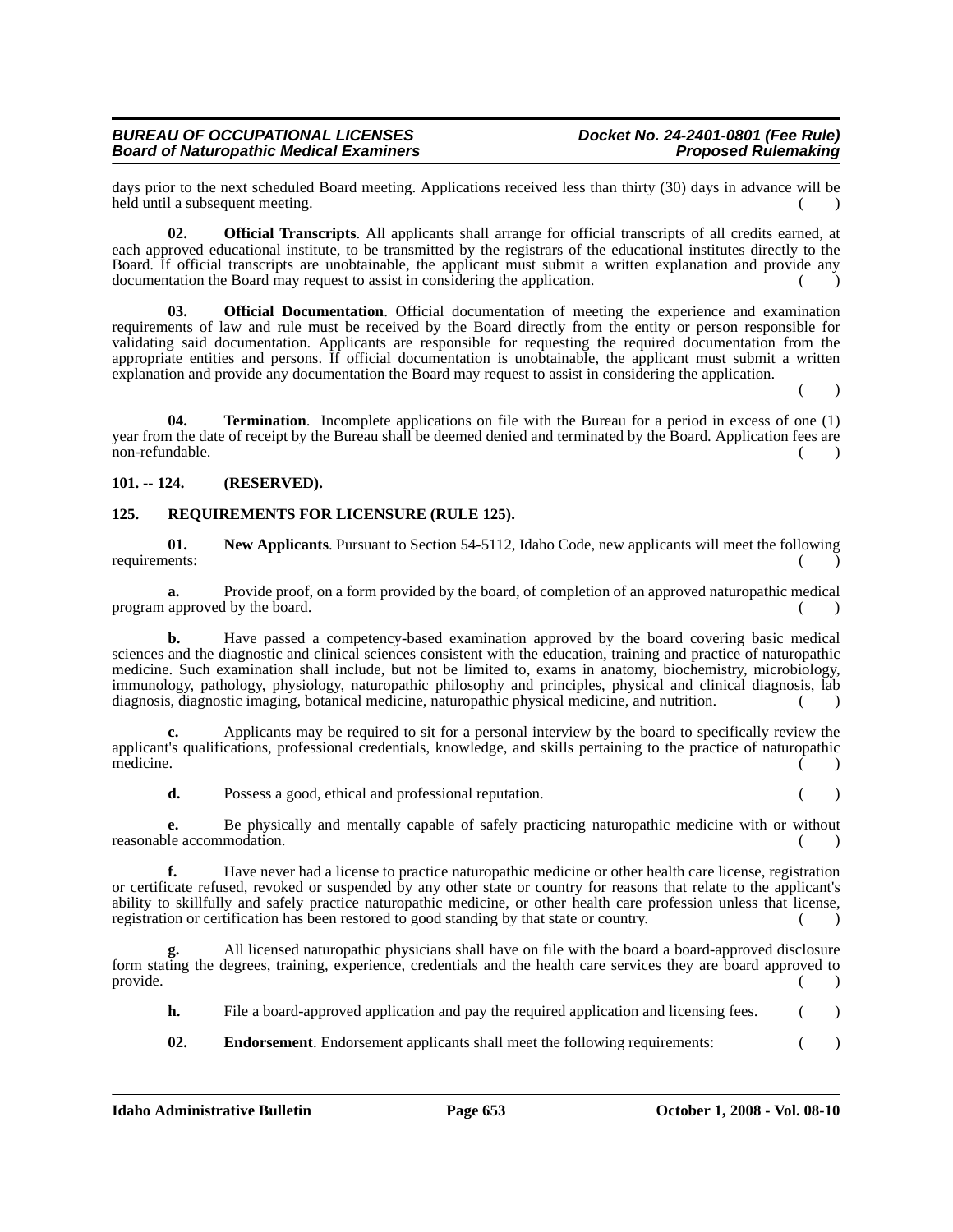days prior to the next scheduled Board meeting. Applications received less than thirty (30) days in advance will be held until a subsequent meeting. ( )

**02. Official Transcripts**. All applicants shall arrange for official transcripts of all credits earned, at each approved educational institute, to be transmitted by the registrars of the educational institutes directly to the Board. If official transcripts are unobtainable, the applicant must submit a written explanation and provide any documentation the Board may request to assist in considering the application. ( )

**03. Official Documentation**. Official documentation of meeting the experience and examination requirements of law and rule must be received by the Board directly from the entity or person responsible for validating said documentation. Applicants are responsible for requesting the required documentation from the appropriate entities and persons. If official documentation is unobtainable, the applicant must submit a written explanation and provide any documentation the Board may request to assist in considering the application. ( )

**04. Termination**. Incomplete applications on file with the Bureau for a period in excess of one (1) year from the date of receipt by the Bureau shall be deemed denied and terminated by the Board. Application fees are non-refundable. ( )

**101. -- 124. (RESERVED).**

**125. REQUIREMENTS FOR LICENSURE (RULE 125).**

**01. New Applicants**. Pursuant to Section 54-5112, Idaho Code, new applicants will meet the following requirements: ( )

**a.** Provide proof, on a form provided by the board, of completion of an approved naturopathic medical program approved by the board. ( )

**b.** Have passed a competency-based examination approved by the board covering basic medical sciences and the diagnostic and clinical sciences consistent with the education, training and practice of naturopathic medicine. Such examination shall include, but not be limited to, exams in anatomy, biochemistry, microbiology, immunology, pathology, physiology, naturopathic philosophy and principles, physical and clinical diagnosis, lab diagnosis, diagnostic imaging, botanical medicine, naturopathic physical medicine, and nutrition. ( )

**c.** Applicants may be required to sit for a personal interview by the board to specifically review the applicant's qualifications, professional credentials, knowledge, and skills pertaining to the practice of naturopathic medicine. ( )

**d.** Possess a good, ethical and professional reputation. ( )

**e.** Be physically and mentally capable of safely practicing naturopathic medicine with or without reasonable accommodation. ( )

**f.** Have never had a license to practice naturopathic medicine or other health care license, registration or certificate refused, revoked or suspended by any other state or country for reasons that relate to the applicant's ability to skillfully and safely practice naturopathic medicine, or other health care profession unless that license, registration or certification has been restored to good standing by that state or country. ( )

**g.** All licensed naturopathic physicians shall have on file with the board a board-approved disclosure form stating the degrees, training, experience, credentials and the health care services they are board approved to provide. ( )

**h.** File a board-approved application and pay the required application and licensing fees. ( )

**02. Endorsement**. Endorsement applicants shall meet the following requirements: ( )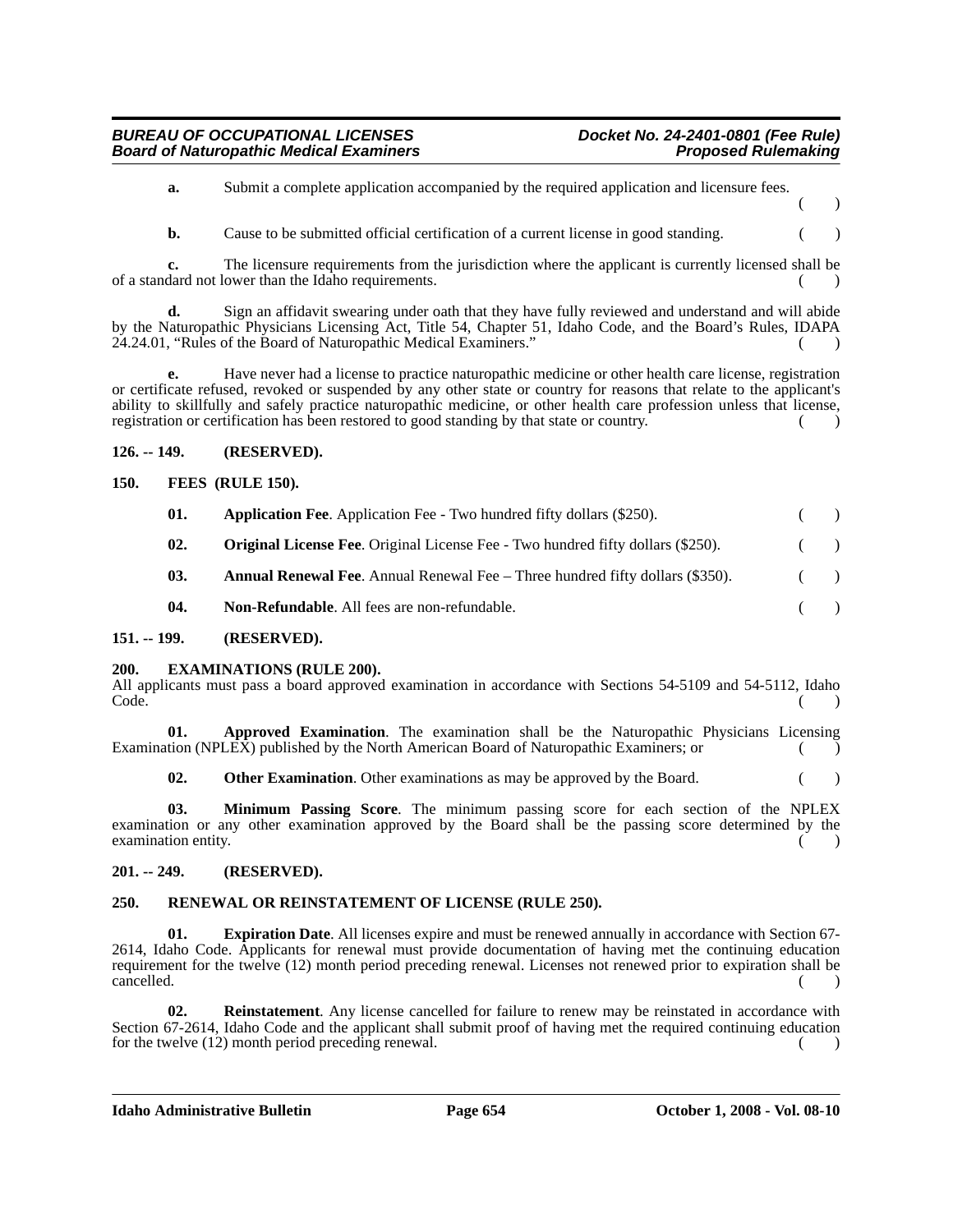**a.** Submit a complete application accompanied by the required application and licensure fees. ( )

**b.** Cause to be submitted official certification of a current license in good standing. ( )

**c.** The licensure requirements from the jurisdiction where the applicant is currently licensed shall be of a standard not lower than the Idaho requirements. ( )

**d.** Sign an affidavit swearing under oath that they have fully reviewed and understand and will abide by the Naturopathic Physicians Licensing Act, Title 54, Chapter 51, Idaho Code, and the Board's Rules, IDAPA 24.24.01, "Rules of the Board of Naturopathic Medical Examiners." ( )

**e.** Have never had a license to practice naturopathic medicine or other health care license, registration or certificate refused, revoked or suspended by any other state or country for reasons that relate to the applicant's ability to skillfully and safely practice naturopathic medicine, or other health care profession unless that license, registration or certification has been restored to good standing by that state or country. ( )

**126. -- 149. (RESERVED).**

**150. FEES (RULE 150).**

**01. Application Fee**. Application Fee - Two hundred fifty dollars ($250). ( )

**02. Original License Fee**. Original License Fee - Two hundred fifty dollars ($250). ( )

**03. Annual Renewal Fee**. Annual Renewal Fee – Three hundred fifty dollars ($350). ( )

**04. Non-Refundable**. All fees are non-refundable. ( )

**151. -- 199. (RESERVED).**

**200. EXAMINATIONS (RULE 200).**

All applicants must pass a board approved examination in accordance with Sections 54-5109 and 54-5112, Idaho Code. ( )

**01. Approved Examination**. The examination shall be the Naturopathic Physicians Licensing Examination (NPLEX) published by the North American Board of Naturopathic Examiners; or ( )

**02. Other Examination**. Other examinations as may be approved by the Board. ( )

**03. Minimum Passing Score**. The minimum passing score for each section of the NPLEX examination or any other examination approved by the Board shall be the passing score determined by the examination entity. ( )

**201. -- 249. (RESERVED).**

**250. RENEWAL OR REINSTATEMENT OF LICENSE (RULE 250).**

**01. Expiration Date**. All licenses expire and must be renewed annually in accordance with Section 67-2614, Idaho Code. Applicants for renewal must provide documentation of having met the continuing education requirement for the twelve (12) month period preceding renewal. Licenses not renewed prior to expiration shall be cancelled. ( )

**02. Reinstatement**. Any license cancelled for failure to renew may be reinstated in accordance with Section 67-2614, Idaho Code and the applicant shall submit proof of having met the required continuing education for the twelve (12) month period preceding renewal. ( )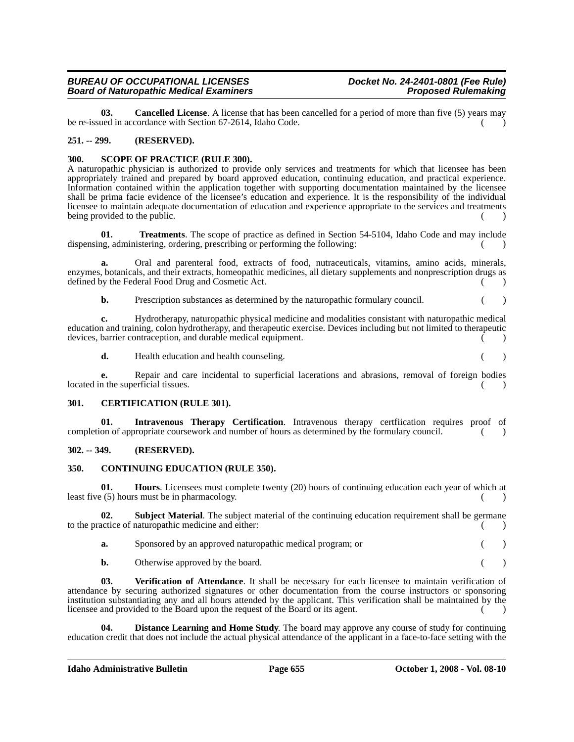**03. Cancelled License**. A license that has been cancelled for a period of more than five (5) years may be re-issued in accordance with Section 67-2614, Idaho Code. ( )

### 251. -- 299. (RESERVED).

### 300. SCOPE OF PRACTICE (RULE 300).

A naturopathic physician is authorized to provide only services and treatments for which that licensee has been appropriately trained and prepared by board approved education, continuing education, and practical experience. Information contained within the application together with supporting documentation maintained by the licensee shall be prima facie evidence of the licensee's education and experience. It is the responsibility of the individual licensee to maintain adequate documentation of education and experience appropriate to the services and treatments being provided to the public. ( )

**01. Treatments**. The scope of practice as defined in Section 54-5104, Idaho Code and may include dispensing, administering, ordering, prescribing or performing the following: ( )

**a.** Oral and parenteral food, extracts of food, nutraceuticals, vitamins, amino acids, minerals, enzymes, botanicals, and their extracts, homeopathic medicines, all dietary supplements and nonprescription drugs as defined by the Federal Food Drug and Cosmetic Act. ( )

**b.** Prescription substances as determined by the naturopathic formulary council. ( )

**c.** Hydrotherapy, naturopathic physical medicine and modalities consistant with naturopathic medical education and training, colon hydrotherapy, and therapeutic exercise. Devices including but not limited to therapeutic devices, barrier contraception, and durable medical equipment. ( )

**d.** Health education and health counseling. ( )

**e.** Repair and care incidental to superficial lacerations and abrasions, removal of foreign bodies located in the superficial tissues. ( )

### 301. CERTIFICATION (RULE 301).

**01. Intravenous Therapy Certification**. Intravenous therapy certfiication requires proof of completion of appropriate coursework and number of hours as determined by the formulary council. ( )

### 302. -- 349. (RESERVED).

### 350. CONTINUING EDUCATION (RULE 350).

**01. Hours**. Licensees must complete twenty (20) hours of continuing education each year of which at least five (5) hours must be in pharmacology. ( )

**02. Subject Material**. The subject material of the continuing education requirement shall be germane to the practice of naturopathic medicine and either: ( )

**a.** Sponsored by an approved naturopathic medical program; or ( )

**b.** Otherwise approved by the board. ( )

**03. Verification of Attendance**. It shall be necessary for each licensee to maintain verification of attendance by securing authorized signatures or other documentation from the course instructors or sponsoring institution substantiating any and all hours attended by the applicant. This verification shall be maintained by the licensee and provided to the Board upon the request of the Board or its agent. ( )

**04. Distance Learning and Home Study**. The board may approve any course of study for continuing education credit that does not include the actual physical attendance of the applicant in a face-to-face setting with the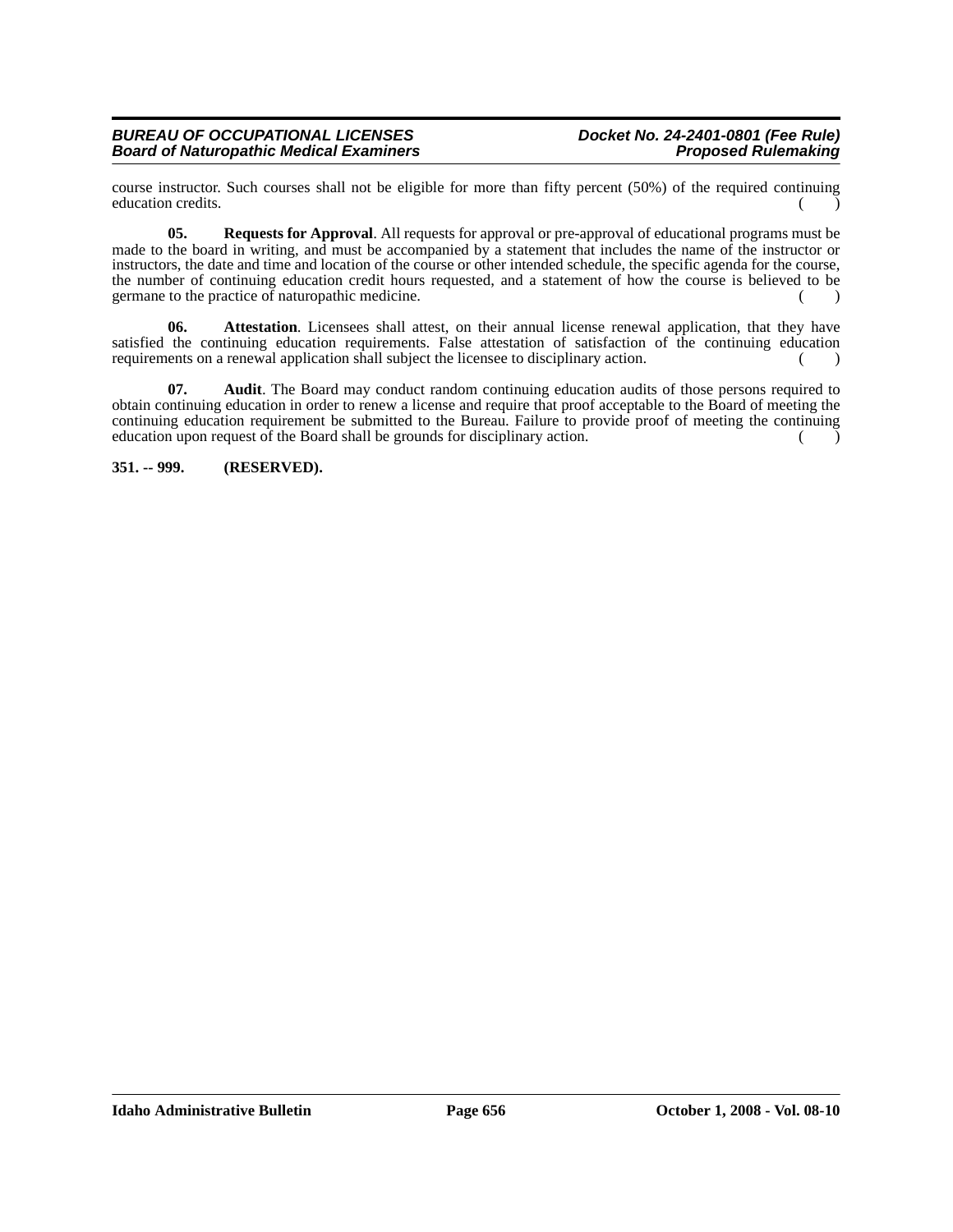course instructor. Such courses shall not be eligible for more than fifty percent (50%) of the required continuing education credits. ( )

**05. Requests for Approval**. All requests for approval or pre-approval of educational programs must be made to the board in writing, and must be accompanied by a statement that includes the name of the instructor or instructors, the date and time and location of the course or other intended schedule, the specific agenda for the course, the number of continuing education credit hours requested, and a statement of how the course is believed to be germane to the practice of naturopathic medicine. ( )

**06. Attestation**. Licensees shall attest, on their annual license renewal application, that they have satisfied the continuing education requirements. False attestation of satisfaction of the continuing education requirements on a renewal application shall subject the licensee to disciplinary action. ( )

**07. Audit**. The Board may conduct random continuing education audits of those persons required to obtain continuing education in order to renew a license and require that proof acceptable to the Board of meeting the continuing education requirement be submitted to the Bureau. Failure to provide proof of meeting the continuing education upon request of the Board shall be grounds for disciplinary action. ( )

**351. -- 999. (RESERVED).**